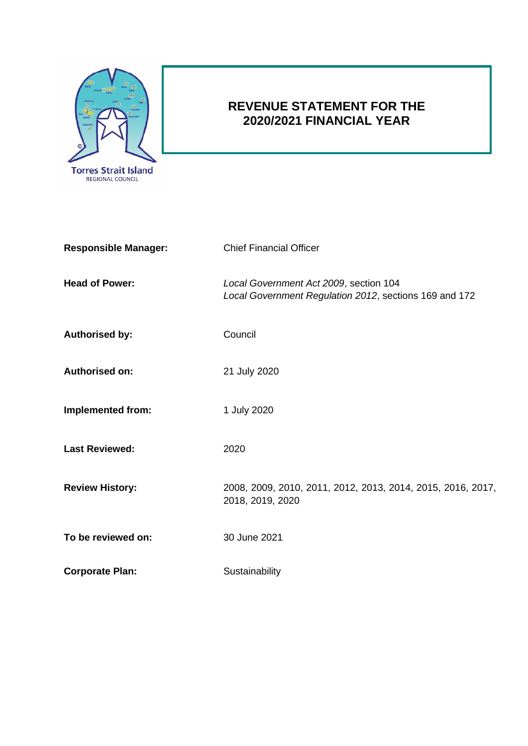Torres Strait Island
REGIONAL COUNCIL

# REVENUE STATEMENT FOR THE 2020/2021 FINANCIAL YEAR

| | |
|---|---|
| **Responsible Manager:** | Chief Financial Officer |
| **Head of Power:** | *Local Government Act 2009*, section 104<br>*Local Government Regulation 2012*, sections 169 and 172 |
| **Authorised by:** | Council |
| **Authorised on:** | 21 July 2020 |
| **Implemented from:** | 1 July 2020 |
| **Last Reviewed:** | 2020 |
| **Review History:** | 2008, 2009, 2010, 2011, 2012, 2013, 2014, 2015, 2016, 2017, 2018, 2019, 2020 |
| **To be reviewed on:** | 30 June 2021 |
| **Corporate Plan:** | Sustainability |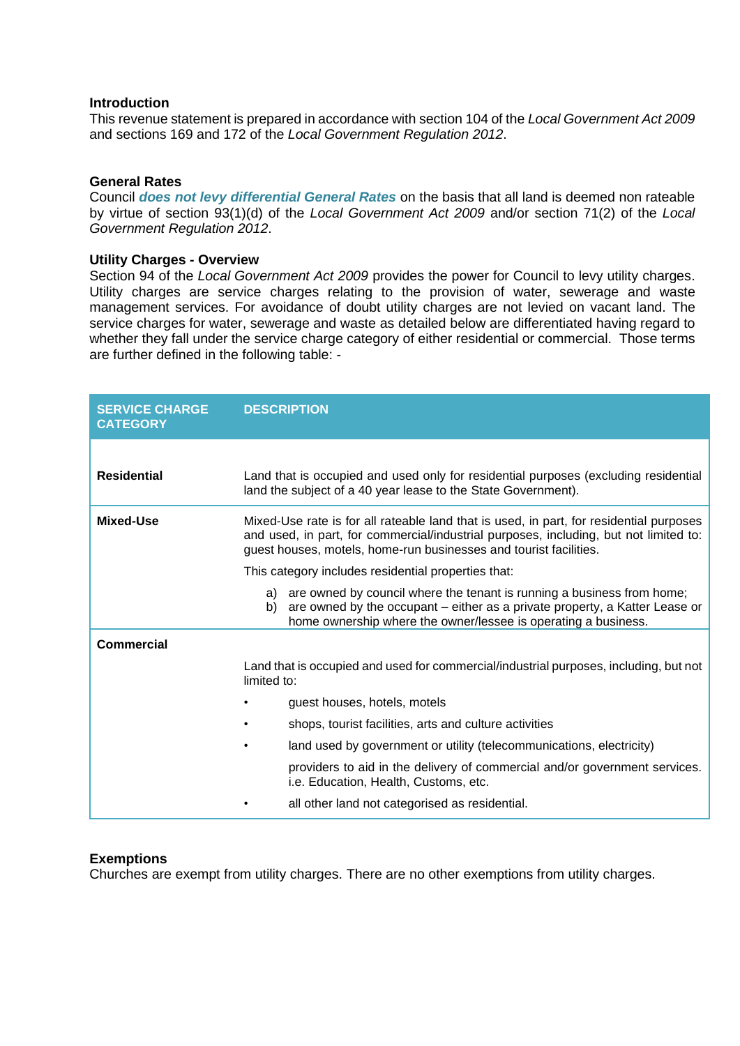**Introduction**

This revenue statement is prepared in accordance with section 104 of the *Local Government Act 2009* and sections 169 and 172 of the *Local Government Regulation 2012*.

**General Rates**

Council ***does not levy differential General Rates*** on the basis that all land is deemed non rateable by virtue of section 93(1)(d) of the *Local Government Act 2009* and/or section 71(2) of the *Local Government Regulation 2012*.

**Utility Charges - Overview**

Section 94 of the *Local Government Act 2009* provides the power for Council to levy utility charges. Utility charges are service charges relating to the provision of water, sewerage and waste management services. For avoidance of doubt utility charges are not levied on vacant land. The service charges for water, sewerage and waste as detailed below are differentiated having regard to whether they fall under the service charge category of either residential or commercial. Those terms are further defined in the following table: -

| SERVICE CHARGE CATEGORY | DESCRIPTION |
|---|---|
| **Residential** | Land that is occupied and used only for residential purposes (excluding residential land the subject of a 40 year lease to the State Government). |
| **Mixed-Use** | Mixed-Use rate is for all rateable land that is used, in part, for residential purposes and used, in part, for commercial/industrial purposes, including, but not limited to: guest houses, motels, home-run businesses and tourist facilities.<br><br>This category includes residential properties that:<br>a) are owned by council where the tenant is running a business from home;<br>b) are owned by the occupant – either as a private property, a Katter Lease or home ownership where the owner/lessee is operating a business. |
| **Commercial** | Land that is occupied and used for commercial/industrial purposes, including, but not limited to:<br>• guest houses, hotels, motels<br>• shops, tourist facilities, arts and culture activities<br>• land used by government or utility (telecommunications, electricity) providers to aid in the delivery of commercial and/or government services. i.e. Education, Health, Customs, etc.<br>• all other land not categorised as residential. |

**Exemptions**

Churches are exempt from utility charges. There are no other exemptions from utility charges.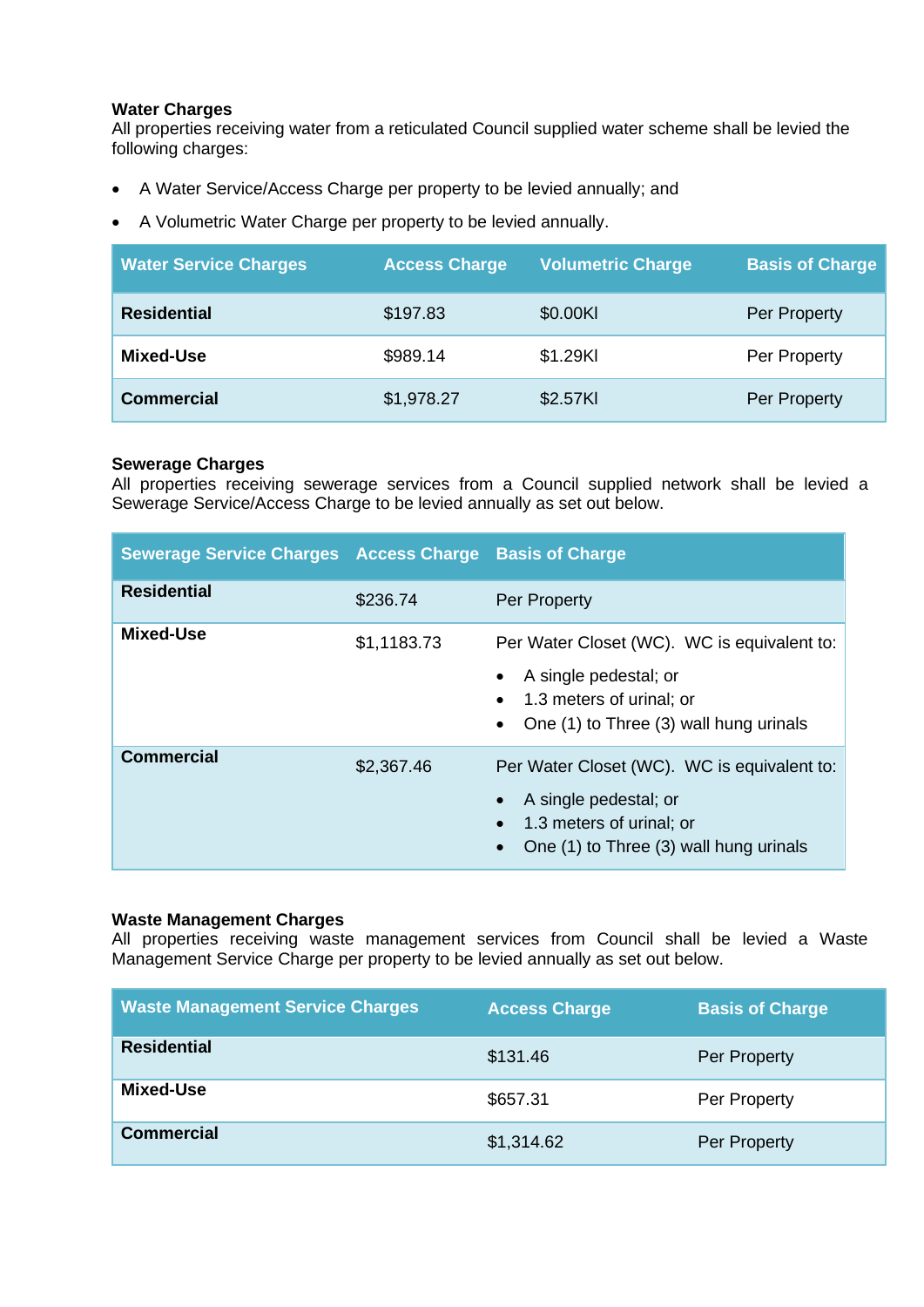**Water Charges**

All properties receiving water from a reticulated Council supplied water scheme shall be levied the following charges:

- A Water Service/Access Charge per property to be levied annually; and
- A Volumetric Water Charge per property to be levied annually.

| Water Service Charges | Access Charge | Volumetric Charge | Basis of Charge |
|---|---|---|---|
| **Residential** | $197.83 | $0.00Kl | Per Property |
| **Mixed-Use** | $989.14 | $1.29Kl | Per Property |
| **Commercial** | $1,978.27 | $2.57Kl | Per Property |

**Sewerage Charges**

All properties receiving sewerage services from a Council supplied network shall be levied a Sewerage Service/Access Charge to be levied annually as set out below.

| Sewerage Service Charges | Access Charge | Basis of Charge |
|---|---|---|
| **Residential** | $236.74 | Per Property |
| **Mixed-Use** | $1,1183.73 | Per Water Closet (WC). WC is equivalent to:<br>• A single pedestal; or<br>• 1.3 meters of urinal; or<br>• One (1) to Three (3) wall hung urinals |
| **Commercial** | $2,367.46 | Per Water Closet (WC). WC is equivalent to:<br>• A single pedestal; or<br>• 1.3 meters of urinal; or<br>• One (1) to Three (3) wall hung urinals |

**Waste Management Charges**

All properties receiving waste management services from Council shall be levied a Waste Management Service Charge per property to be levied annually as set out below.

| Waste Management Service Charges | Access Charge | Basis of Charge |
|---|---|---|
| **Residential** | $131.46 | Per Property |
| **Mixed-Use** | $657.31 | Per Property |
| **Commercial** | $1,314.62 | Per Property |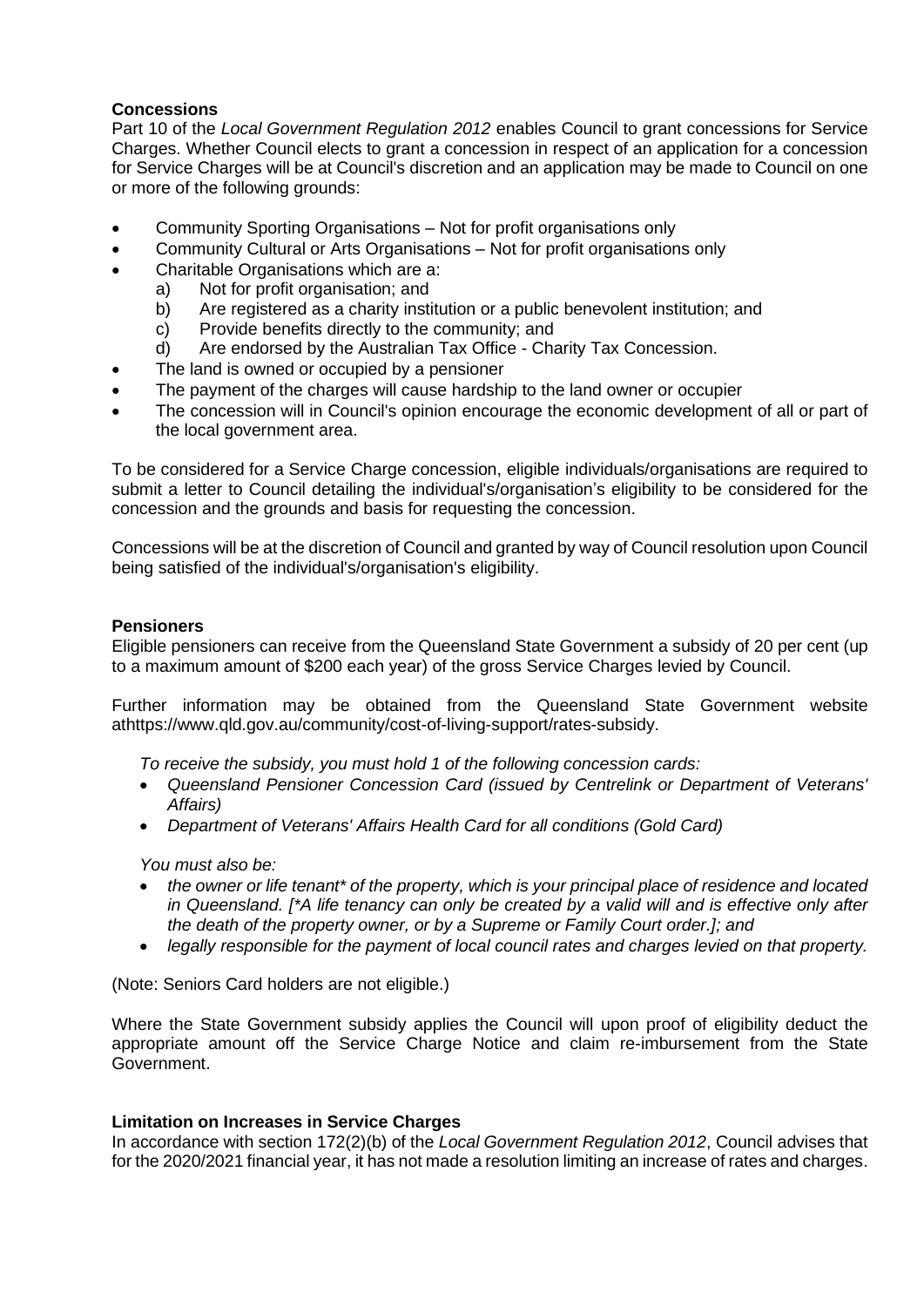**Concessions**

Part 10 of the *Local Government Regulation 2012* enables Council to grant concessions for Service Charges. Whether Council elects to grant a concession in respect of an application for a concession for Service Charges will be at Council's discretion and an application may be made to Council on one or more of the following grounds:

- Community Sporting Organisations – Not for profit organisations only
- Community Cultural or Arts Organisations – Not for profit organisations only
- Charitable Organisations which are a:
    a) Not for profit organisation; and
    b) Are registered as a charity institution or a public benevolent institution; and
    c) Provide benefits directly to the community; and
    d) Are endorsed by the Australian Tax Office - Charity Tax Concession.
- The land is owned or occupied by a pensioner
- The payment of the charges will cause hardship to the land owner or occupier
- The concession will in Council's opinion encourage the economic development of all or part of the local government area.

To be considered for a Service Charge concession, eligible individuals/organisations are required to submit a letter to Council detailing the individual's/organisation's eligibility to be considered for the concession and the grounds and basis for requesting the concession.

Concessions will be at the discretion of Council and granted by way of Council resolution upon Council being satisfied of the individual's/organisation's eligibility.

**Pensioners**

Eligible pensioners can receive from the Queensland State Government a subsidy of 20 per cent (up to a maximum amount of $200 each year) of the gross Service Charges levied by Council.

Further information may be obtained from the Queensland State Government website athttps://www.qld.gov.au/community/cost-of-living-support/rates-subsidy.

*To receive the subsidy, you must hold 1 of the following concession cards:*

- *Queensland Pensioner Concession Card (issued by Centrelink or Department of Veterans' Affairs)*
- *Department of Veterans' Affairs Health Card for all conditions (Gold Card)*

*You must also be:*

- *the owner or life tenant* of the property, which is your principal place of residence and located in Queensland. [*A life tenancy can only be created by a valid will and is effective only after the death of the property owner, or by a Supreme or Family Court order.]; and*
- *legally responsible for the payment of local council rates and charges levied on that property.*

(Note: Seniors Card holders are not eligible.)

Where the State Government subsidy applies the Council will upon proof of eligibility deduct the appropriate amount off the Service Charge Notice and claim re-imbursement from the State Government.

**Limitation on Increases in Service Charges**

In accordance with section 172(2)(b) of the *Local Government Regulation 2012*, Council advises that for the 2020/2021 financial year, it has not made a resolution limiting an increase of rates and charges.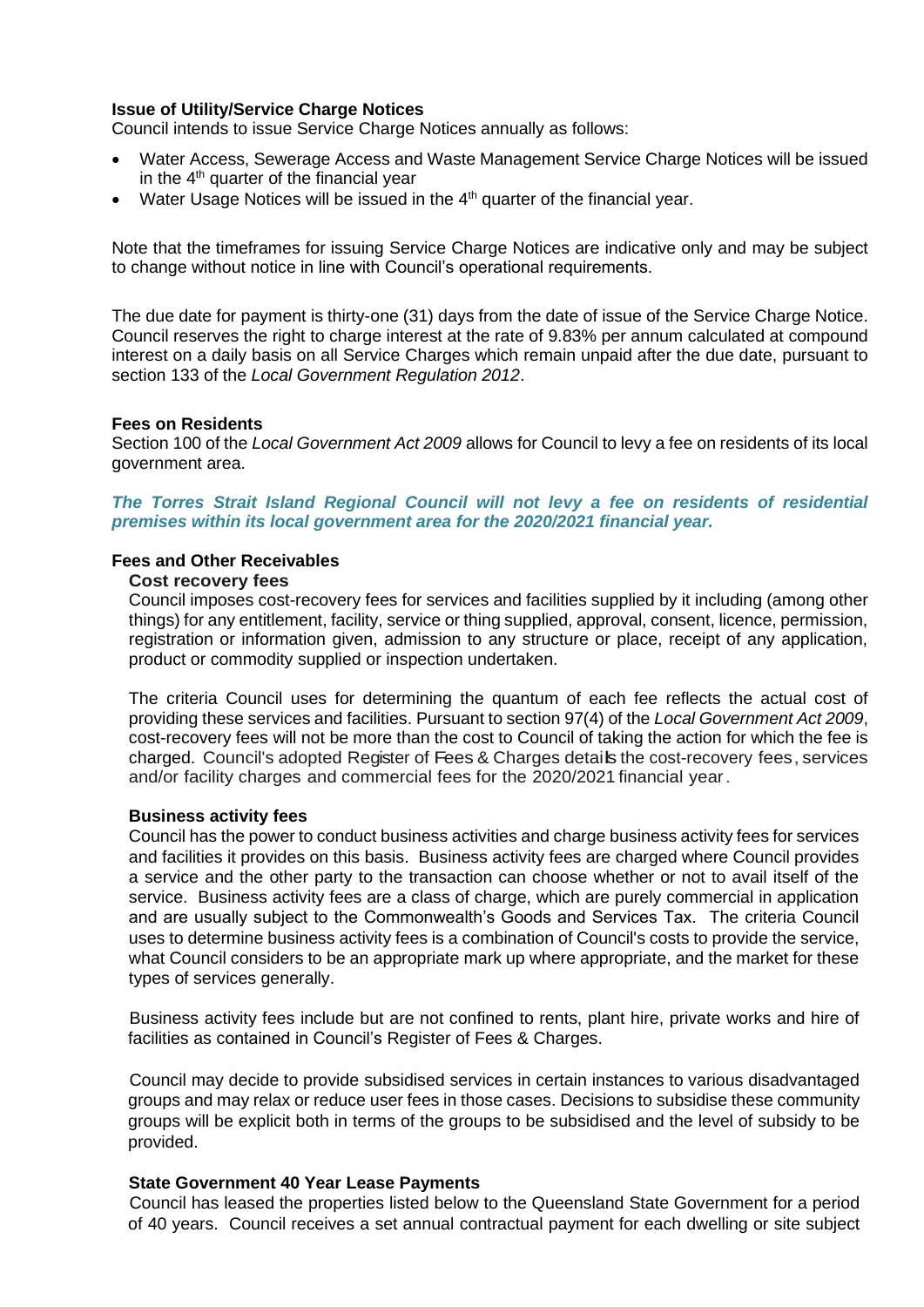**Issue of Utility/Service Charge Notices**

Council intends to issue Service Charge Notices annually as follows:

- Water Access, Sewerage Access and Waste Management Service Charge Notices will be issued in the 4th quarter of the financial year
- Water Usage Notices will be issued in the 4th quarter of the financial year.

Note that the timeframes for issuing Service Charge Notices are indicative only and may be subject to change without notice in line with Council's operational requirements.

The due date for payment is thirty-one (31) days from the date of issue of the Service Charge Notice. Council reserves the right to charge interest at the rate of 9.83% per annum calculated at compound interest on a daily basis on all Service Charges which remain unpaid after the due date, pursuant to section 133 of the *Local Government Regulation 2012*.

**Fees on Residents**

Section 100 of the *Local Government Act 2009* allows for Council to levy a fee on residents of its local government area.

***The Torres Strait Island Regional Council will not levy a fee on residents of residential premises within its local government area for the 2020/2021 financial year.***

**Fees and Other Receivables**

**Cost recovery fees**

Council imposes cost-recovery fees for services and facilities supplied by it including (among other things) for any entitlement, facility, service or thing supplied, approval, consent, licence, permission, registration or information given, admission to any structure or place, receipt of any application, product or commodity supplied or inspection undertaken.

The criteria Council uses for determining the quantum of each fee reflects the actual cost of providing these services and facilities. Pursuant to section 97(4) of the *Local Government Act 2009*, cost-recovery fees will not be more than the cost to Council of taking the action for which the fee is charged. Council's adopted Register of Fees & Charges details the cost-recovery fees, services and/or facility charges and commercial fees for the 2020/2021 financial year.

**Business activity fees**

Council has the power to conduct business activities and charge business activity fees for services and facilities it provides on this basis. Business activity fees are charged where Council provides a service and the other party to the transaction can choose whether or not to avail itself of the service. Business activity fees are a class of charge, which are purely commercial in application and are usually subject to the Commonwealth's Goods and Services Tax. The criteria Council uses to determine business activity fees is a combination of Council's costs to provide the service, what Council considers to be an appropriate mark up where appropriate, and the market for these types of services generally.

Business activity fees include but are not confined to rents, plant hire, private works and hire of facilities as contained in Council's Register of Fees & Charges.

Council may decide to provide subsidised services in certain instances to various disadvantaged groups and may relax or reduce user fees in those cases. Decisions to subsidise these community groups will be explicit both in terms of the groups to be subsidised and the level of subsidy to be provided.

**State Government 40 Year Lease Payments**

Council has leased the properties listed below to the Queensland State Government for a period of 40 years. Council receives a set annual contractual payment for each dwelling or site subject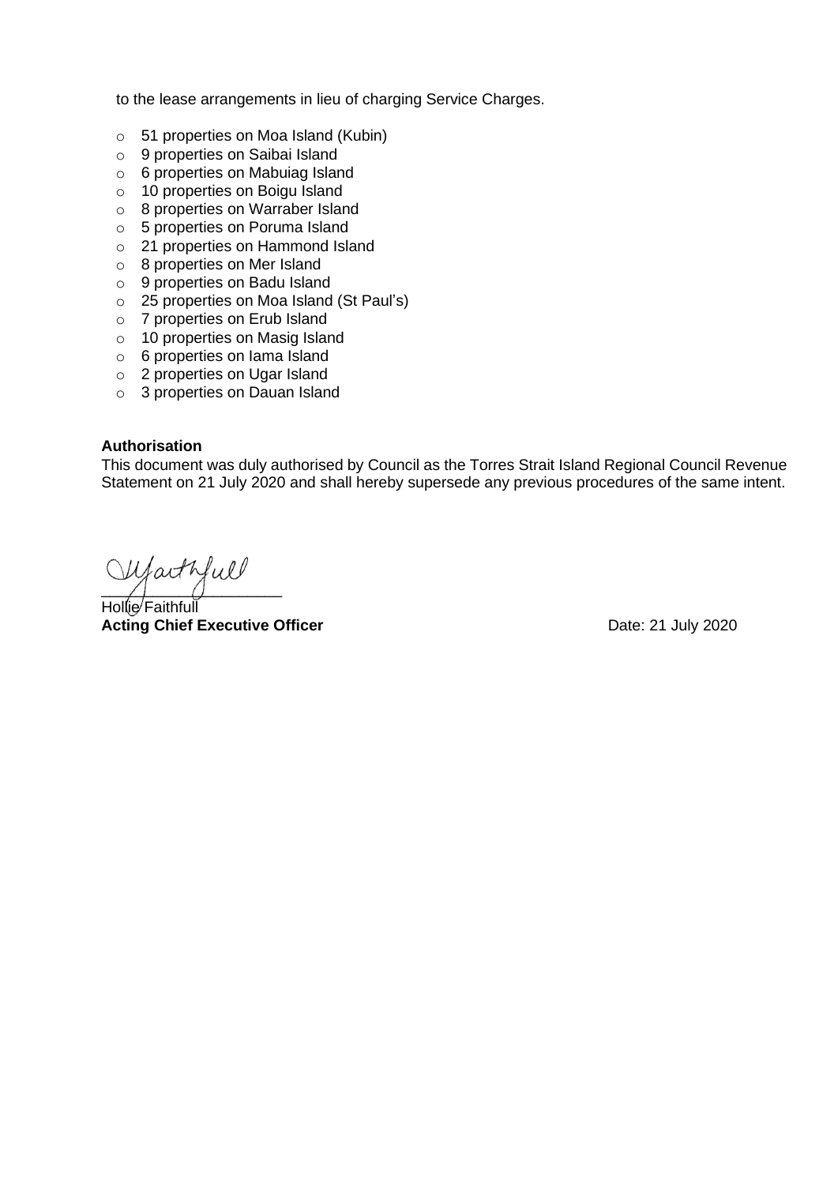to the lease arrangements in lieu of charging Service Charges.

- 51 properties on Moa Island (Kubin)
- 9 properties on Saibai Island
- 6 properties on Mabuiag Island
- 10 properties on Boigu Island
- 8 properties on Warraber Island
- 5 properties on Poruma Island
- 21 properties on Hammond Island
- 8 properties on Mer Island
- 9 properties on Badu Island
- 25 properties on Moa Island (St Paul's)
- 7 properties on Erub Island
- 10 properties on Masig Island
- 6 properties on Iama Island
- 2 properties on Ugar Island
- 3 properties on Dauan Island

**Authorisation**

This document was duly authorised by Council as the Torres Strait Island Regional Council Revenue Statement on 21 July 2020 and shall hereby supersede any previous procedures of the same intent.

Hollie Faithfull
**Acting Chief Executive Officer** Date: 21 July 2020